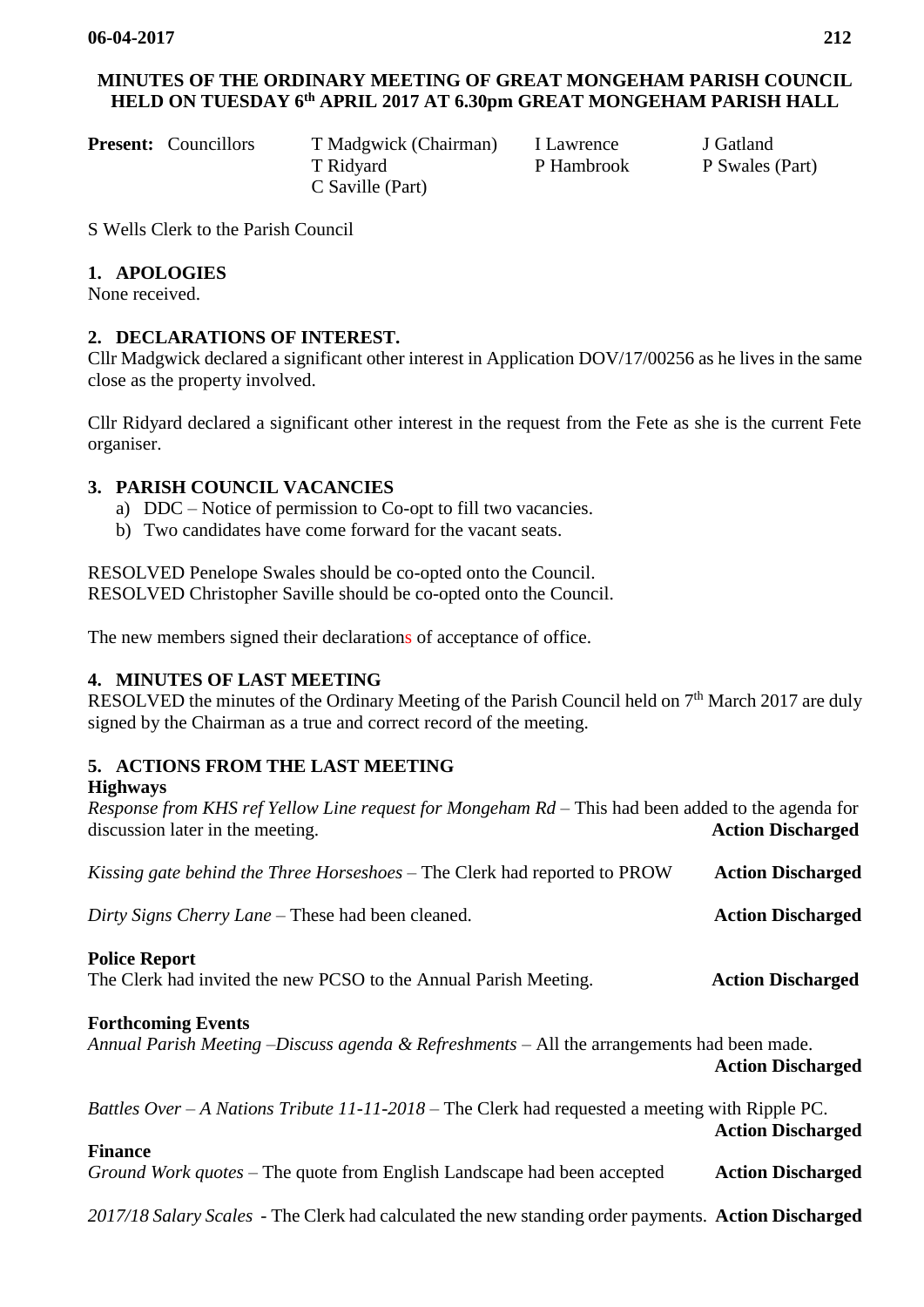**MINUTES OF THE ORDINARY MEETING OF GREAT MONGEHAM PARISH COUNCIL HELD ON TUESDAY 6th APRIL 2017 AT 6.30pm GREAT MONGEHAM PARISH HALL**

| **Present:** Councillors | | | |
|---|---|---|---|
| | T Madgwick (Chairman) | I Lawrence | J Gatland |
| | T Ridyard | P Hambrook | P Swales (Part) |
| | C Saville (Part) | | |

S Wells Clerk to the Parish Council

## 1. APOLOGIES

None received.

## 2. DECLARATIONS OF INTEREST.

Cllr Madgwick declared a significant other interest in Application DOV/17/00256 as he lives in the same close as the property involved.

Cllr Ridyard declared a significant other interest in the request from the Fete as she is the current Fete organiser.

## 3. PARISH COUNCIL VACANCIES

a) DDC – Notice of permission to Co-opt to fill two vacancies.
b) Two candidates have come forward for the vacant seats.

RESOLVED Penelope Swales should be co-opted onto the Council.
RESOLVED Christopher Saville should be co-opted onto the Council.

The new members signed their declarations of acceptance of office.

## 4. MINUTES OF LAST MEETING

RESOLVED the minutes of the Ordinary Meeting of the Parish Council held on 7th March 2017 are duly signed by the Chairman as a true and correct record of the meeting.

## 5. ACTIONS FROM THE LAST MEETING

**Highways**

*Response from KHS ref Yellow Line request for Mongeham Rd* – This had been added to the agenda for discussion later in the meeting. **Action Discharged**

*Kissing gate behind the Three Horseshoes* – The Clerk had reported to PROW **Action Discharged**

*Dirty Signs Cherry Lane* – These had been cleaned. **Action Discharged**

**Police Report**

The Clerk had invited the new PCSO to the Annual Parish Meeting. **Action Discharged**

**Forthcoming Events**

*Annual Parish Meeting –Discuss agenda & Refreshments* – All the arrangements had been made. **Action Discharged**

*Battles Over – A Nations Tribute 11-11-2018* – The Clerk had requested a meeting with Ripple PC. **Action Discharged**

**Finance**

*Ground Work quotes* – The quote from English Landscape had been accepted **Action Discharged**

*2017/18 Salary Scales* - The Clerk had calculated the new standing order payments. **Action Discharged**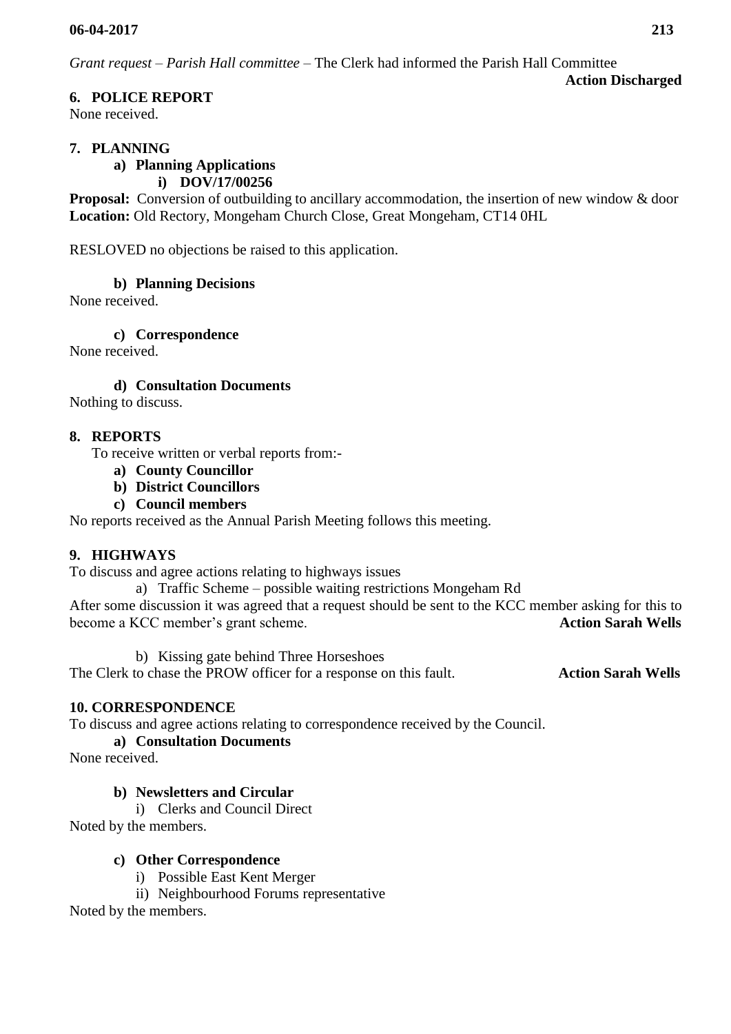*Grant request – Parish Hall committee* – The Clerk had informed the Parish Hall Committee

**Action Discharged**

## 6. POLICE REPORT

None received.

## 7. PLANNING

### a) Planning Applications

#### i) DOV/17/00256

**Proposal:** Conversion of outbuilding to ancillary accommodation, the insertion of new window & door
**Location:** Old Rectory, Mongeham Church Close, Great Mongeham, CT14 0HL

RESLOVED no objections be raised to this application.

### b) Planning Decisions

None received.

### c) Correspondence

None received.

### d) Consultation Documents

Nothing to discuss.

## 8. REPORTS

To receive written or verbal reports from:-

**a) County Councillor**
**b) District Councillors**
**c) Council members**

No reports received as the Annual Parish Meeting follows this meeting.

## 9. HIGHWAYS

To discuss and agree actions relating to highways issues

a) Traffic Scheme – possible waiting restrictions Mongeham Rd

After some discussion it was agreed that a request should be sent to the KCC member asking for this to become a KCC member's grant scheme. **Action Sarah Wells**

b) Kissing gate behind Three Horseshoes

The Clerk to chase the PROW officer for a response on this fault. **Action Sarah Wells**

## 10. CORRESPONDENCE

To discuss and agree actions relating to correspondence received by the Council.

### a) Consultation Documents

None received.

### b) Newsletters and Circular

i) Clerks and Council Direct

Noted by the members.

### c) Other Correspondence

i) Possible East Kent Merger
ii) Neighbourhood Forums representative

Noted by the members.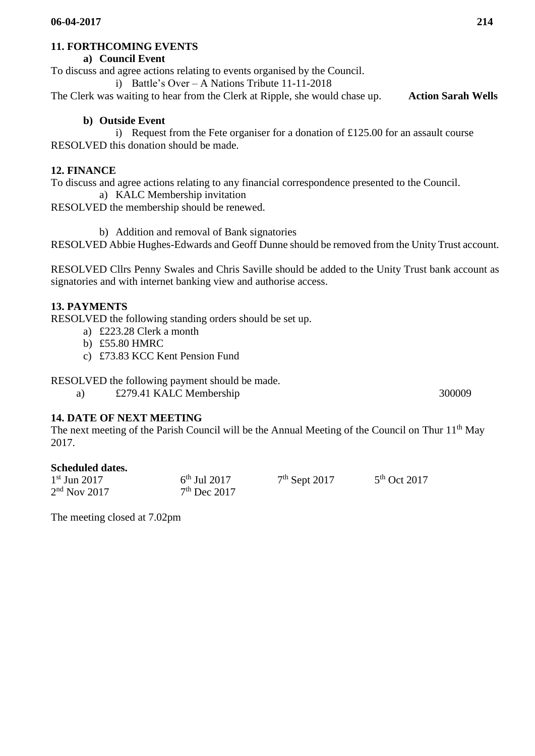## 11. FORTHCOMING EVENTS

### a) Council Event

To discuss and agree actions relating to events organised by the Council.

i) Battle's Over – A Nations Tribute 11-11-2018

The Clerk was waiting to hear from the Clerk at Ripple, she would chase up. **Action Sarah Wells**

### b) Outside Event

i) Request from the Fete organiser for a donation of £125.00 for an assault course

RESOLVED this donation should be made.

## 12. FINANCE

To discuss and agree actions relating to any financial correspondence presented to the Council.

a) KALC Membership invitation

RESOLVED the membership should be renewed.

b) Addition and removal of Bank signatories

RESOLVED Abbie Hughes-Edwards and Geoff Dunne should be removed from the Unity Trust account.

RESOLVED Cllrs Penny Swales and Chris Saville should be added to the Unity Trust bank account as signatories and with internet banking view and authorise access.

## 13. PAYMENTS

RESOLVED the following standing orders should be set up.

a) £223.28 Clerk a month
b) £55.80 HMRC
c) £73.83 KCC Kent Pension Fund

RESOLVED the following payment should be made.

a) £279.41 KALC Membership 300009

## 14. DATE OF NEXT MEETING

The next meeting of the Parish Council will be the Annual Meeting of the Council on Thur 11th May 2017.

**Scheduled dates.**

| | | | |
|---|---|---|---|
| 1st Jun 2017 | 6th Jul 2017 | 7th Sept 2017 | 5th Oct 2017 |
| 2nd Nov 2017 | 7th Dec 2017 | | |

The meeting closed at 7.02pm